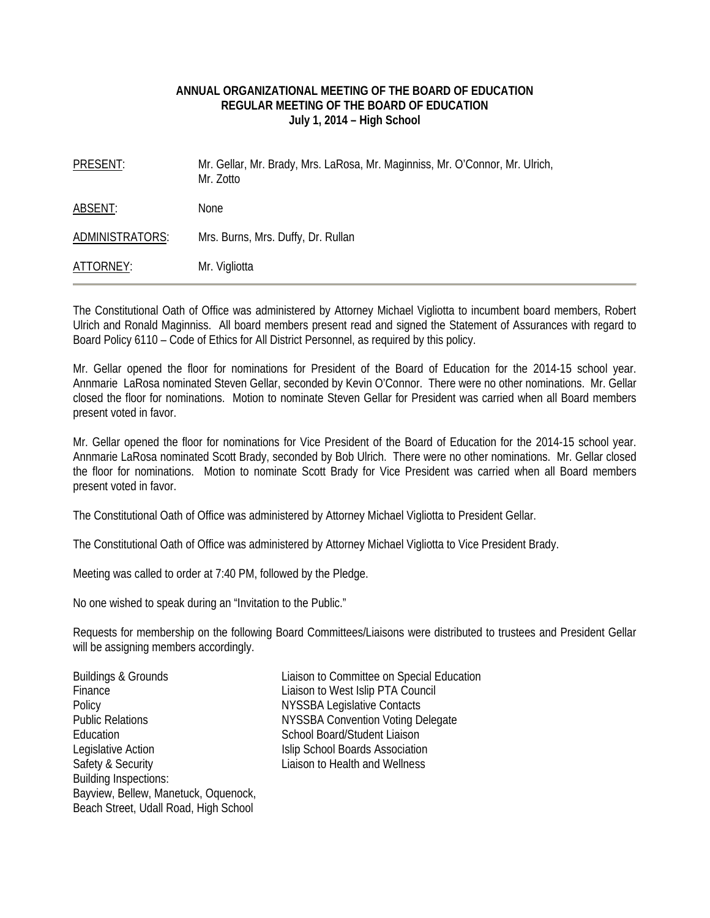**ANNUAL ORGANIZATIONAL MEETING OF THE BOARD OF EDUCATION**
**REGULAR MEETING OF THE BOARD OF EDUCATION**
**July 1, 2014 – High School**

| | |
|---|---|
| PRESENT: | Mr. Gellar, Mr. Brady, Mrs. LaRosa, Mr. Maginniss, Mr. O'Connor, Mr. Ulrich, Mr. Zotto |
| ABSENT: | None |
| ADMINISTRATORS: | Mrs. Burns, Mrs. Duffy, Dr. Rullan |
| ATTORNEY: | Mr. Vigliotta |

---

The Constitutional Oath of Office was administered by Attorney Michael Vigliotta to incumbent board members, Robert Ulrich and Ronald Maginniss. All board members present read and signed the Statement of Assurances with regard to Board Policy 6110 – Code of Ethics for All District Personnel, as required by this policy.

Mr. Gellar opened the floor for nominations for President of the Board of Education for the 2014-15 school year. Annmarie LaRosa nominated Steven Gellar, seconded by Kevin O'Connor. There were no other nominations. Mr. Gellar closed the floor for nominations. Motion to nominate Steven Gellar for President was carried when all Board members present voted in favor.

Mr. Gellar opened the floor for nominations for Vice President of the Board of Education for the 2014-15 school year. Annmarie LaRosa nominated Scott Brady, seconded by Bob Ulrich. There were no other nominations. Mr. Gellar closed the floor for nominations. Motion to nominate Scott Brady for Vice President was carried when all Board members present voted in favor.

The Constitutional Oath of Office was administered by Attorney Michael Vigliotta to President Gellar.

The Constitutional Oath of Office was administered by Attorney Michael Vigliotta to Vice President Brady.

Meeting was called to order at 7:40 PM, followed by the Pledge.

No one wished to speak during an "Invitation to the Public."

Requests for membership on the following Board Committees/Liaisons were distributed to trustees and President Gellar will be assigning members accordingly.

Buildings & Grounds
Finance
Policy
Public Relations
Education
Legislative Action
Safety & Security
Building Inspections:
Bayview, Bellew, Manetuck, Oquenock,
Beach Street, Udall Road, High School

Liaison to Committee on Special Education
Liaison to West Islip PTA Council
NYSSBA Legislative Contacts
NYSSBA Convention Voting Delegate
School Board/Student Liaison
Islip School Boards Association
Liaison to Health and Wellness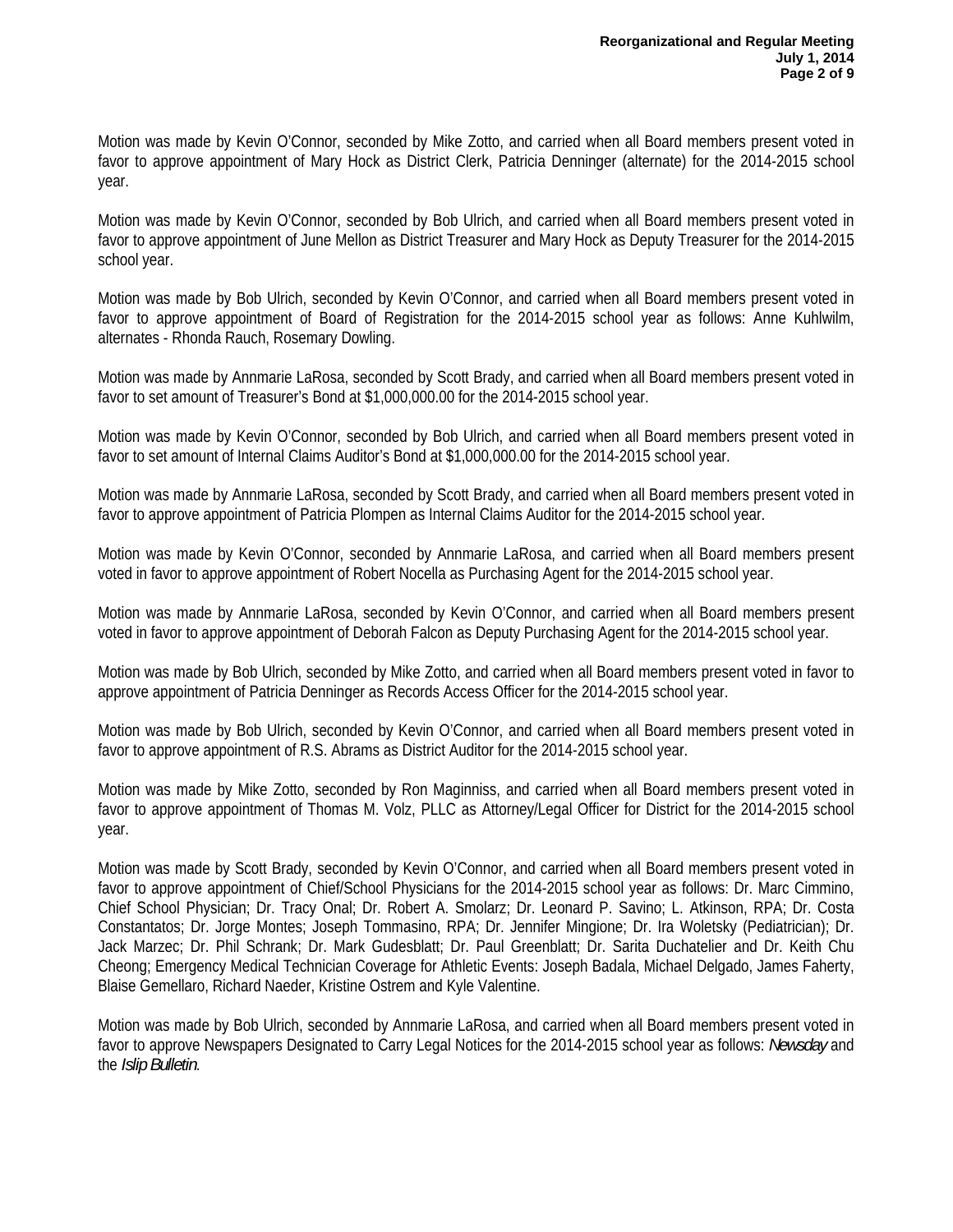Motion was made by Kevin O'Connor, seconded by Mike Zotto, and carried when all Board members present voted in favor to approve appointment of Mary Hock as District Clerk, Patricia Denninger (alternate) for the 2014-2015 school year.

Motion was made by Kevin O'Connor, seconded by Bob Ulrich, and carried when all Board members present voted in favor to approve appointment of June Mellon as District Treasurer and Mary Hock as Deputy Treasurer for the 2014-2015 school year.

Motion was made by Bob Ulrich, seconded by Kevin O'Connor, and carried when all Board members present voted in favor to approve appointment of Board of Registration for the 2014-2015 school year as follows: Anne Kuhlwilm, alternates - Rhonda Rauch, Rosemary Dowling.

Motion was made by Annmarie LaRosa, seconded by Scott Brady, and carried when all Board members present voted in favor to set amount of Treasurer's Bond at $1,000,000.00 for the 2014-2015 school year.

Motion was made by Kevin O'Connor, seconded by Bob Ulrich, and carried when all Board members present voted in favor to set amount of Internal Claims Auditor's Bond at $1,000,000.00 for the 2014-2015 school year.

Motion was made by Annmarie LaRosa, seconded by Scott Brady, and carried when all Board members present voted in favor to approve appointment of Patricia Plompen as Internal Claims Auditor for the 2014-2015 school year.

Motion was made by Kevin O'Connor, seconded by Annmarie LaRosa, and carried when all Board members present voted in favor to approve appointment of Robert Nocella as Purchasing Agent for the 2014-2015 school year.

Motion was made by Annmarie LaRosa, seconded by Kevin O'Connor, and carried when all Board members present voted in favor to approve appointment of Deborah Falcon as Deputy Purchasing Agent for the 2014-2015 school year.

Motion was made by Bob Ulrich, seconded by Mike Zotto, and carried when all Board members present voted in favor to approve appointment of Patricia Denninger as Records Access Officer for the 2014-2015 school year.

Motion was made by Bob Ulrich, seconded by Kevin O'Connor, and carried when all Board members present voted in favor to approve appointment of R.S. Abrams as District Auditor for the 2014-2015 school year.

Motion was made by Mike Zotto, seconded by Ron Maginniss, and carried when all Board members present voted in favor to approve appointment of Thomas M. Volz, PLLC as Attorney/Legal Officer for District for the 2014-2015 school year.

Motion was made by Scott Brady, seconded by Kevin O'Connor, and carried when all Board members present voted in favor to approve appointment of Chief/School Physicians for the 2014-2015 school year as follows: Dr. Marc Cimmino, Chief School Physician; Dr. Tracy Onal; Dr. Robert A. Smolarz; Dr. Leonard P. Savino; L. Atkinson, RPA; Dr. Costa Constantatos; Dr. Jorge Montes; Joseph Tommasino, RPA; Dr. Jennifer Mingione; Dr. Ira Woletsky (Pediatrician); Dr. Jack Marzec; Dr. Phil Schrank; Dr. Mark Gudesblatt; Dr. Paul Greenblatt; Dr. Sarita Duchatelier and Dr. Keith Chu Cheong; Emergency Medical Technician Coverage for Athletic Events: Joseph Badala, Michael Delgado, James Faherty, Blaise Gemellaro, Richard Naeder, Kristine Ostrem and Kyle Valentine.

Motion was made by Bob Ulrich, seconded by Annmarie LaRosa, and carried when all Board members present voted in favor to approve Newspapers Designated to Carry Legal Notices for the 2014-2015 school year as follows: *Newsday* and the *Islip Bulletin*.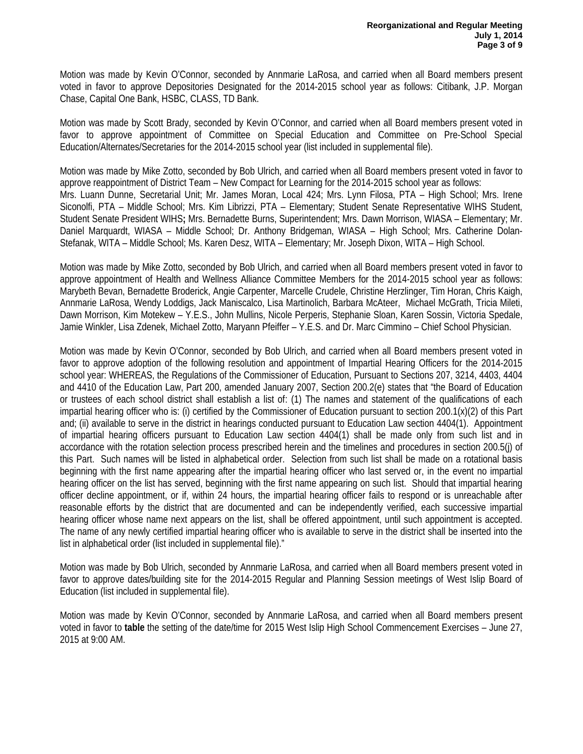Motion was made by Kevin O'Connor, seconded by Annmarie LaRosa, and carried when all Board members present voted in favor to approve Depositories Designated for the 2014-2015 school year as follows: Citibank, J.P. Morgan Chase, Capital One Bank, HSBC, CLASS, TD Bank.

Motion was made by Scott Brady, seconded by Kevin O'Connor, and carried when all Board members present voted in favor to approve appointment of Committee on Special Education and Committee on Pre-School Special Education/Alternates/Secretaries for the 2014-2015 school year (list included in supplemental file).

Motion was made by Mike Zotto, seconded by Bob Ulrich, and carried when all Board members present voted in favor to approve reappointment of District Team – New Compact for Learning for the 2014-2015 school year as follows:
Mrs. Luann Dunne, Secretarial Unit; Mr. James Moran, Local 424; Mrs. Lynn Filosa, PTA – High School; Mrs. Irene Siconolfi, PTA – Middle School; Mrs. Kim Librizzi, PTA – Elementary; Student Senate Representative WIHS Student, Student Senate President WIHS**;** Mrs. Bernadette Burns, Superintendent; Mrs. Dawn Morrison, WIASA – Elementary; Mr. Daniel Marquardt, WIASA – Middle School; Dr. Anthony Bridgeman, WIASA – High School; Mrs. Catherine Dolan-Stefanak, WITA – Middle School; Ms. Karen Desz, WITA – Elementary; Mr. Joseph Dixon, WITA – High School.

Motion was made by Mike Zotto, seconded by Bob Ulrich, and carried when all Board members present voted in favor to approve appointment of Health and Wellness Alliance Committee Members for the 2014-2015 school year as follows: Marybeth Bevan, Bernadette Broderick, Angie Carpenter, Marcelle Crudele, Christine Herzlinger, Tim Horan, Chris Kaigh, Annmarie LaRosa, Wendy Loddigs, Jack Maniscalco, Lisa Martinolich, Barbara McAteer, Michael McGrath, Tricia Mileti, Dawn Morrison, Kim Motekew – Y.E.S., John Mullins, Nicole Perperis, Stephanie Sloan, Karen Sossin, Victoria Spedale, Jamie Winkler, Lisa Zdenek, Michael Zotto, Maryann Pfeiffer – Y.E.S. and Dr. Marc Cimmino – Chief School Physician.

Motion was made by Kevin O'Connor, seconded by Bob Ulrich, and carried when all Board members present voted in favor to approve adoption of the following resolution and appointment of Impartial Hearing Officers for the 2014-2015 school year: WHEREAS, the Regulations of the Commissioner of Education, Pursuant to Sections 207, 3214, 4403, 4404 and 4410 of the Education Law, Part 200, amended January 2007, Section 200.2(e) states that "the Board of Education or trustees of each school district shall establish a list of: (1) The names and statement of the qualifications of each impartial hearing officer who is: (i) certified by the Commissioner of Education pursuant to section 200.1(x)(2) of this Part and; (ii) available to serve in the district in hearings conducted pursuant to Education Law section 4404(1). Appointment of impartial hearing officers pursuant to Education Law section 4404(1) shall be made only from such list and in accordance with the rotation selection process prescribed herein and the timelines and procedures in section 200.5(j) of this Part. Such names will be listed in alphabetical order. Selection from such list shall be made on a rotational basis beginning with the first name appearing after the impartial hearing officer who last served or, in the event no impartial hearing officer on the list has served, beginning with the first name appearing on such list. Should that impartial hearing officer decline appointment, or if, within 24 hours, the impartial hearing officer fails to respond or is unreachable after reasonable efforts by the district that are documented and can be independently verified, each successive impartial hearing officer whose name next appears on the list, shall be offered appointment, until such appointment is accepted. The name of any newly certified impartial hearing officer who is available to serve in the district shall be inserted into the list in alphabetical order (list included in supplemental file)."

Motion was made by Bob Ulrich, seconded by Annmarie LaRosa, and carried when all Board members present voted in favor to approve dates/building site for the 2014-2015 Regular and Planning Session meetings of West Islip Board of Education (list included in supplemental file).

Motion was made by Kevin O'Connor, seconded by Annmarie LaRosa, and carried when all Board members present voted in favor to **table** the setting of the date/time for 2015 West Islip High School Commencement Exercises – June 27, 2015 at 9:00 AM.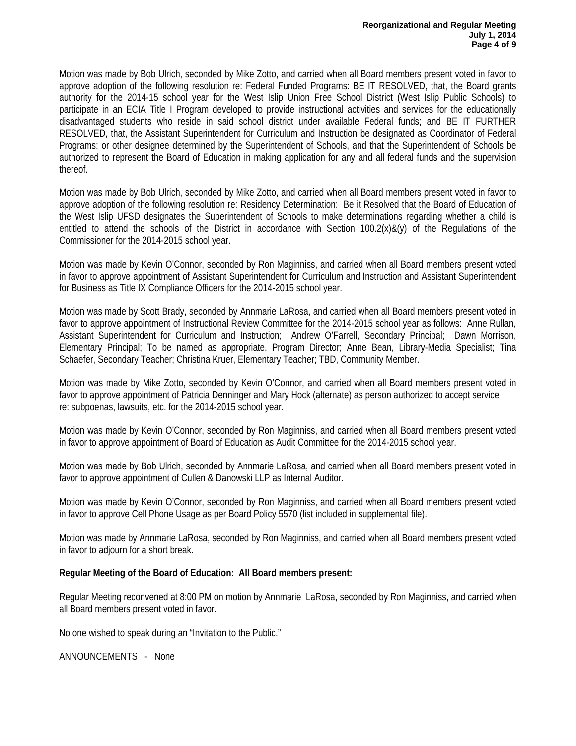Motion was made by Bob Ulrich, seconded by Mike Zotto, and carried when all Board members present voted in favor to approve adoption of the following resolution re: Federal Funded Programs: BE IT RESOLVED, that, the Board grants authority for the 2014-15 school year for the West Islip Union Free School District (West Islip Public Schools) to participate in an ECIA Title I Program developed to provide instructional activities and services for the educationally disadvantaged students who reside in said school district under available Federal funds; and BE IT FURTHER RESOLVED, that, the Assistant Superintendent for Curriculum and Instruction be designated as Coordinator of Federal Programs; or other designee determined by the Superintendent of Schools, and that the Superintendent of Schools be authorized to represent the Board of Education in making application for any and all federal funds and the supervision thereof.

Motion was made by Bob Ulrich, seconded by Mike Zotto, and carried when all Board members present voted in favor to approve adoption of the following resolution re: Residency Determination: Be it Resolved that the Board of Education of the West Islip UFSD designates the Superintendent of Schools to make determinations regarding whether a child is entitled to attend the schools of the District in accordance with Section 100.2(x)&(y) of the Regulations of the Commissioner for the 2014-2015 school year.

Motion was made by Kevin O'Connor, seconded by Ron Maginniss, and carried when all Board members present voted in favor to approve appointment of Assistant Superintendent for Curriculum and Instruction and Assistant Superintendent for Business as Title IX Compliance Officers for the 2014-2015 school year.

Motion was made by Scott Brady, seconded by Annmarie LaRosa, and carried when all Board members present voted in favor to approve appointment of Instructional Review Committee for the 2014-2015 school year as follows: Anne Rullan, Assistant Superintendent for Curriculum and Instruction; Andrew O'Farrell, Secondary Principal; Dawn Morrison, Elementary Principal; To be named as appropriate, Program Director; Anne Bean, Library-Media Specialist; Tina Schaefer, Secondary Teacher; Christina Kruer, Elementary Teacher; TBD, Community Member.

Motion was made by Mike Zotto, seconded by Kevin O'Connor, and carried when all Board members present voted in favor to approve appointment of Patricia Denninger and Mary Hock (alternate) as person authorized to accept service re: subpoenas, lawsuits, etc. for the 2014-2015 school year.

Motion was made by Kevin O'Connor, seconded by Ron Maginniss, and carried when all Board members present voted in favor to approve appointment of Board of Education as Audit Committee for the 2014-2015 school year.

Motion was made by Bob Ulrich, seconded by Annmarie LaRosa, and carried when all Board members present voted in favor to approve appointment of Cullen & Danowski LLP as Internal Auditor.

Motion was made by Kevin O'Connor, seconded by Ron Maginniss, and carried when all Board members present voted in favor to approve Cell Phone Usage as per Board Policy 5570 (list included in supplemental file).

Motion was made by Annmarie LaRosa, seconded by Ron Maginniss, and carried when all Board members present voted in favor to adjourn for a short break.

**Regular Meeting of the Board of Education: All Board members present:**

Regular Meeting reconvened at 8:00 PM on motion by Annmarie LaRosa, seconded by Ron Maginniss, and carried when all Board members present voted in favor.

No one wished to speak during an "Invitation to the Public."

ANNOUNCEMENTS - None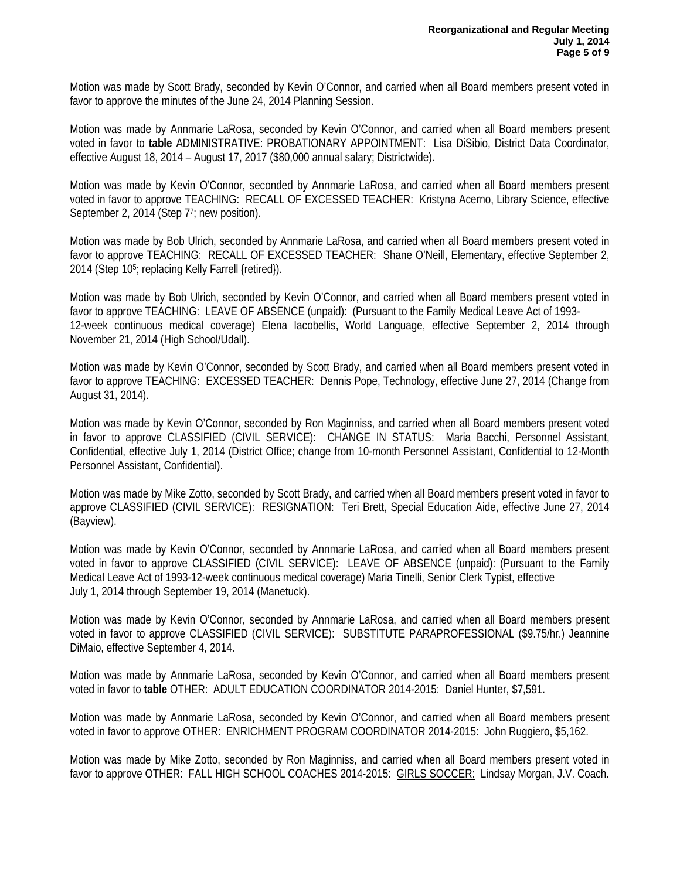Motion was made by Scott Brady, seconded by Kevin O'Connor, and carried when all Board members present voted in favor to approve the minutes of the June 24, 2014 Planning Session.

Motion was made by Annmarie LaRosa, seconded by Kevin O'Connor, and carried when all Board members present voted in favor to **table** ADMINISTRATIVE: PROBATIONARY APPOINTMENT: Lisa DiSibio, District Data Coordinator, effective August 18, 2014 – August 17, 2017 ($80,000 annual salary; Districtwide).

Motion was made by Kevin O'Connor, seconded by Annmarie LaRosa, and carried when all Board members present voted in favor to approve TEACHING: RECALL OF EXCESSED TEACHER: Kristyna Acerno, Library Science, effective September 2, 2014 (Step $7^7$; new position).

Motion was made by Bob Ulrich, seconded by Annmarie LaRosa, and carried when all Board members present voted in favor to approve TEACHING: RECALL OF EXCESSED TEACHER: Shane O'Neill, Elementary, effective September 2, 2014 (Step $10^5$; replacing Kelly Farrell {retired}).

Motion was made by Bob Ulrich, seconded by Kevin O'Connor, and carried when all Board members present voted in favor to approve TEACHING: LEAVE OF ABSENCE (unpaid): (Pursuant to the Family Medical Leave Act of 1993-12-week continuous medical coverage) Elena Iacobellis, World Language, effective September 2, 2014 through November 21, 2014 (High School/Udall).

Motion was made by Kevin O'Connor, seconded by Scott Brady, and carried when all Board members present voted in favor to approve TEACHING: EXCESSED TEACHER: Dennis Pope, Technology, effective June 27, 2014 (Change from August 31, 2014).

Motion was made by Kevin O'Connor, seconded by Ron Maginniss, and carried when all Board members present voted in favor to approve CLASSIFIED (CIVIL SERVICE): CHANGE IN STATUS: Maria Bacchi, Personnel Assistant, Confidential, effective July 1, 2014 (District Office; change from 10-month Personnel Assistant, Confidential to 12-Month Personnel Assistant, Confidential).

Motion was made by Mike Zotto, seconded by Scott Brady, and carried when all Board members present voted in favor to approve CLASSIFIED (CIVIL SERVICE): RESIGNATION: Teri Brett, Special Education Aide, effective June 27, 2014 (Bayview).

Motion was made by Kevin O'Connor, seconded by Annmarie LaRosa, and carried when all Board members present voted in favor to approve CLASSIFIED (CIVIL SERVICE): LEAVE OF ABSENCE (unpaid): (Pursuant to the Family Medical Leave Act of 1993-12-week continuous medical coverage) Maria Tinelli, Senior Clerk Typist, effective July 1, 2014 through September 19, 2014 (Manetuck).

Motion was made by Kevin O'Connor, seconded by Annmarie LaRosa, and carried when all Board members present voted in favor to approve CLASSIFIED (CIVIL SERVICE): SUBSTITUTE PARAPROFESSIONAL ($9.75/hr.) Jeannine DiMaio, effective September 4, 2014.

Motion was made by Annmarie LaRosa, seconded by Kevin O'Connor, and carried when all Board members present voted in favor to **table** OTHER: ADULT EDUCATION COORDINATOR 2014-2015: Daniel Hunter, $7,591.

Motion was made by Annmarie LaRosa, seconded by Kevin O'Connor, and carried when all Board members present voted in favor to approve OTHER: ENRICHMENT PROGRAM COORDINATOR 2014-2015: John Ruggiero, $5,162.

Motion was made by Mike Zotto, seconded by Ron Maginniss, and carried when all Board members present voted in favor to approve OTHER: FALL HIGH SCHOOL COACHES 2014-2015: GIRLS SOCCER: Lindsay Morgan, J.V. Coach.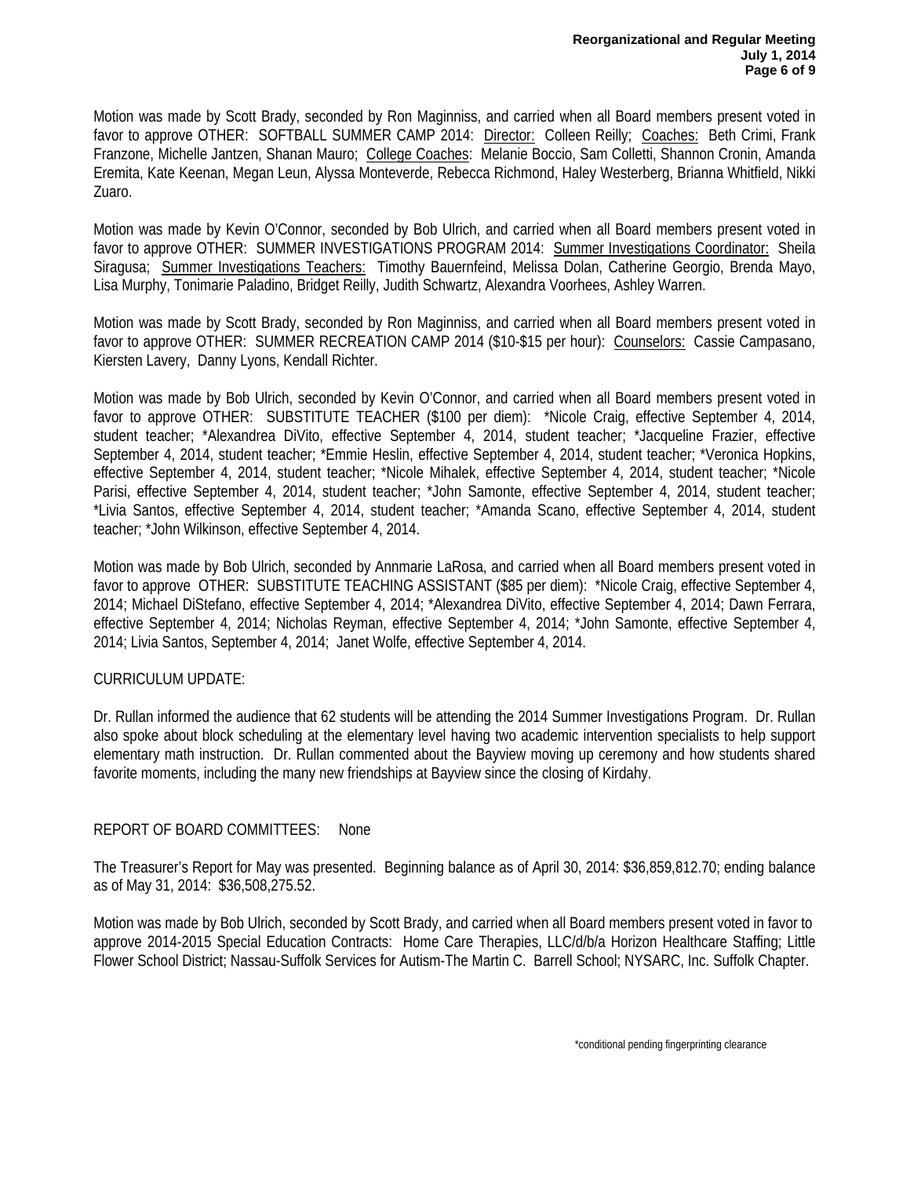Motion was made by Scott Brady, seconded by Ron Maginniss, and carried when all Board members present voted in favor to approve OTHER: SOFTBALL SUMMER CAMP 2014: Director: Colleen Reilly; Coaches: Beth Crimi, Frank Franzone, Michelle Jantzen, Shanan Mauro; College Coaches: Melanie Boccio, Sam Colletti, Shannon Cronin, Amanda Eremita, Kate Keenan, Megan Leun, Alyssa Monteverde, Rebecca Richmond, Haley Westerberg, Brianna Whitfield, Nikki Zuaro.

Motion was made by Kevin O'Connor, seconded by Bob Ulrich, and carried when all Board members present voted in favor to approve OTHER: SUMMER INVESTIGATIONS PROGRAM 2014: Summer Investigations Coordinator: Sheila Siragusa; Summer Investigations Teachers: Timothy Bauernfeind, Melissa Dolan, Catherine Georgio, Brenda Mayo, Lisa Murphy, Tonimarie Paladino, Bridget Reilly, Judith Schwartz, Alexandra Voorhees, Ashley Warren.

Motion was made by Scott Brady, seconded by Ron Maginniss, and carried when all Board members present voted in favor to approve OTHER: SUMMER RECREATION CAMP 2014 ($10-$15 per hour): Counselors: Cassie Campasano, Kiersten Lavery, Danny Lyons, Kendall Richter.

Motion was made by Bob Ulrich, seconded by Kevin O'Connor, and carried when all Board members present voted in favor to approve OTHER: SUBSTITUTE TEACHER ($100 per diem): *Nicole Craig, effective September 4, 2014, student teacher; *Alexandrea DiVito, effective September 4, 2014, student teacher; *Jacqueline Frazier, effective September 4, 2014, student teacher; *Emmie Heslin, effective September 4, 2014, student teacher; *Veronica Hopkins, effective September 4, 2014, student teacher; *Nicole Mihalek, effective September 4, 2014, student teacher; *Nicole Parisi, effective September 4, 2014, student teacher; *John Samonte, effective September 4, 2014, student teacher; *Livia Santos, effective September 4, 2014, student teacher; *Amanda Scano, effective September 4, 2014, student teacher; *John Wilkinson, effective September 4, 2014.

Motion was made by Bob Ulrich, seconded by Annmarie LaRosa, and carried when all Board members present voted in favor to approve OTHER: SUBSTITUTE TEACHING ASSISTANT ($85 per diem): *Nicole Craig, effective September 4, 2014; Michael DiStefano, effective September 4, 2014; *Alexandrea DiVito, effective September 4, 2014; Dawn Ferrara, effective September 4, 2014; Nicholas Reyman, effective September 4, 2014; *John Samonte, effective September 4, 2014; Livia Santos, September 4, 2014; Janet Wolfe, effective September 4, 2014.

CURRICULUM UPDATE:

Dr. Rullan informed the audience that 62 students will be attending the 2014 Summer Investigations Program. Dr. Rullan also spoke about block scheduling at the elementary level having two academic intervention specialists to help support elementary math instruction. Dr. Rullan commented about the Bayview moving up ceremony and how students shared favorite moments, including the many new friendships at Bayview since the closing of Kirdahy.

REPORT OF BOARD COMMITTEES: None

The Treasurer's Report for May was presented. Beginning balance as of April 30, 2014: $36,859,812.70; ending balance as of May 31, 2014: $36,508,275.52.

Motion was made by Bob Ulrich, seconded by Scott Brady, and carried when all Board members present voted in favor to approve 2014-2015 Special Education Contracts: Home Care Therapies, LLC/d/b/a Horizon Healthcare Staffing; Little Flower School District; Nassau-Suffolk Services for Autism-The Martin C. Barrell School; NYSARC, Inc. Suffolk Chapter.

*conditional pending fingerprinting clearance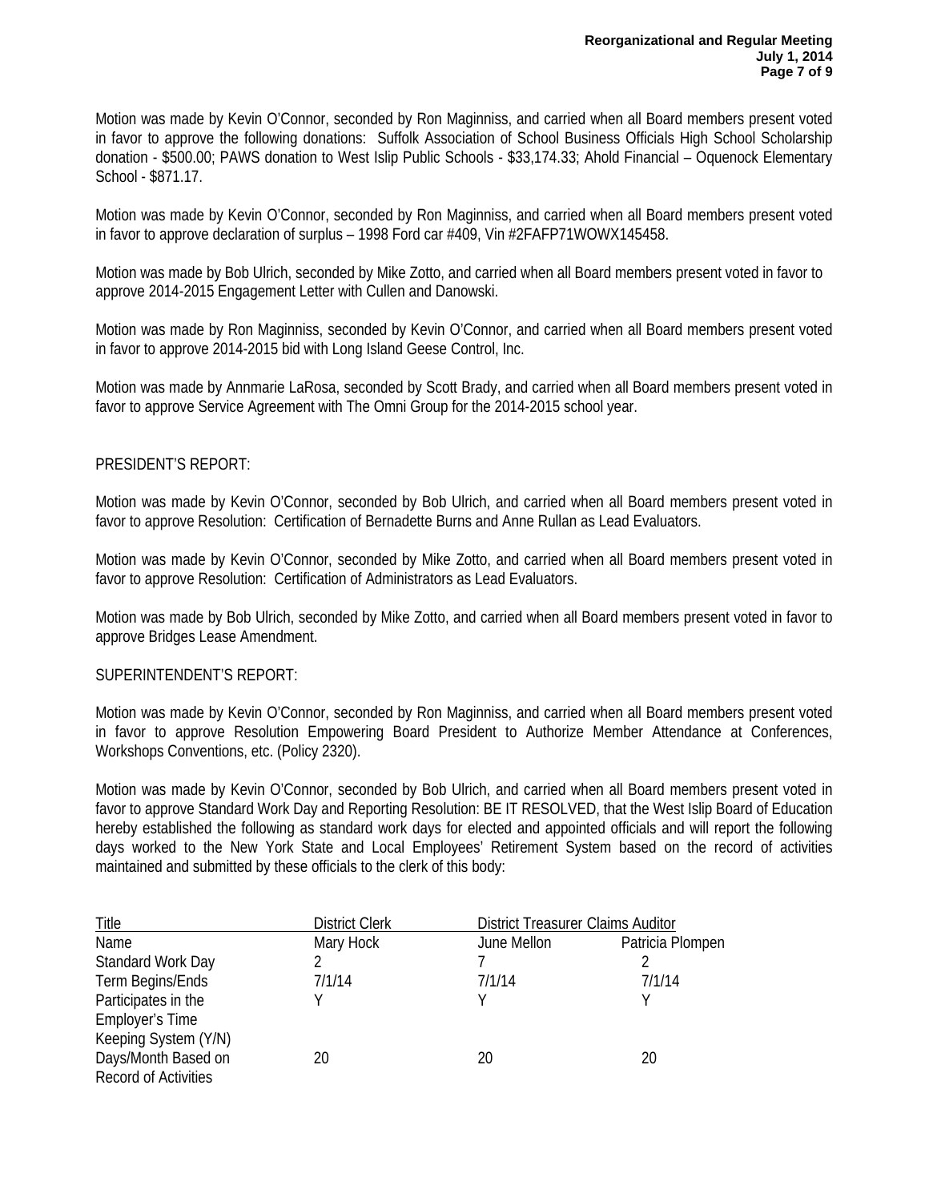Motion was made by Kevin O'Connor, seconded by Ron Maginniss, and carried when all Board members present voted in favor to approve the following donations: Suffolk Association of School Business Officials High School Scholarship donation - $500.00; PAWS donation to West Islip Public Schools - $33,174.33; Ahold Financial – Oquenock Elementary School - $871.17.

Motion was made by Kevin O'Connor, seconded by Ron Maginniss, and carried when all Board members present voted in favor to approve declaration of surplus – 1998 Ford car #409, Vin #2FAFP71WOWX145458.

Motion was made by Bob Ulrich, seconded by Mike Zotto, and carried when all Board members present voted in favor to approve 2014-2015 Engagement Letter with Cullen and Danowski.

Motion was made by Ron Maginniss, seconded by Kevin O'Connor, and carried when all Board members present voted in favor to approve 2014-2015 bid with Long Island Geese Control, Inc.

Motion was made by Annmarie LaRosa, seconded by Scott Brady, and carried when all Board members present voted in favor to approve Service Agreement with The Omni Group for the 2014-2015 school year.

PRESIDENT'S REPORT:

Motion was made by Kevin O'Connor, seconded by Bob Ulrich, and carried when all Board members present voted in favor to approve Resolution: Certification of Bernadette Burns and Anne Rullan as Lead Evaluators.

Motion was made by Kevin O'Connor, seconded by Mike Zotto, and carried when all Board members present voted in favor to approve Resolution: Certification of Administrators as Lead Evaluators.

Motion was made by Bob Ulrich, seconded by Mike Zotto, and carried when all Board members present voted in favor to approve Bridges Lease Amendment.

SUPERINTENDENT'S REPORT:

Motion was made by Kevin O'Connor, seconded by Ron Maginniss, and carried when all Board members present voted in favor to approve Resolution Empowering Board President to Authorize Member Attendance at Conferences, Workshops Conventions, etc. (Policy 2320).

Motion was made by Kevin O'Connor, seconded by Bob Ulrich, and carried when all Board members present voted in favor to approve Standard Work Day and Reporting Resolution: BE IT RESOLVED, that the West Islip Board of Education hereby established the following as standard work days for elected and appointed officials and will report the following days worked to the New York State and Local Employees' Retirement System based on the record of activities maintained and submitted by these officials to the clerk of this body:

| Title | District Clerk | District Treasurer | Claims Auditor |
|---|---|---|---|
| Name | Mary Hock | June Mellon | Patricia Plompen |
| Standard Work Day | 2 | 7 | 2 |
| Term Begins/Ends | 7/1/14 | 7/1/14 | 7/1/14 |
| Participates in the Employer's Time Keeping System (Y/N) | Y | Y | Y |
| Days/Month Based on Record of Activities | 20 | 20 | 20 |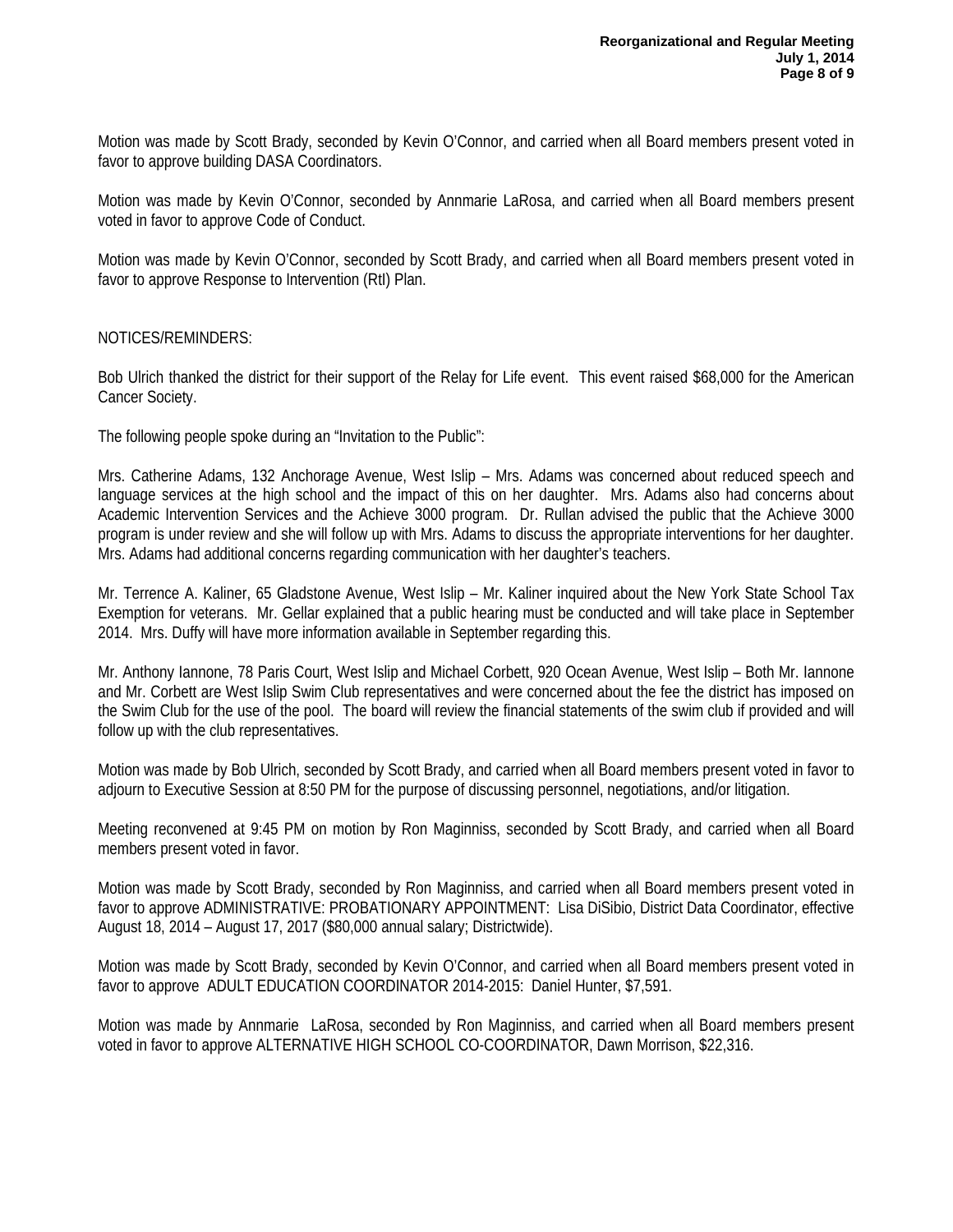Motion was made by Scott Brady, seconded by Kevin O'Connor, and carried when all Board members present voted in favor to approve building DASA Coordinators.

Motion was made by Kevin O'Connor, seconded by Annmarie LaRosa, and carried when all Board members present voted in favor to approve Code of Conduct.

Motion was made by Kevin O'Connor, seconded by Scott Brady, and carried when all Board members present voted in favor to approve Response to Intervention (RtI) Plan.

NOTICES/REMINDERS:

Bob Ulrich thanked the district for their support of the Relay for Life event. This event raised $68,000 for the American Cancer Society.

The following people spoke during an "Invitation to the Public":

Mrs. Catherine Adams, 132 Anchorage Avenue, West Islip – Mrs. Adams was concerned about reduced speech and language services at the high school and the impact of this on her daughter. Mrs. Adams also had concerns about Academic Intervention Services and the Achieve 3000 program. Dr. Rullan advised the public that the Achieve 3000 program is under review and she will follow up with Mrs. Adams to discuss the appropriate interventions for her daughter. Mrs. Adams had additional concerns regarding communication with her daughter's teachers.

Mr. Terrence A. Kaliner, 65 Gladstone Avenue, West Islip – Mr. Kaliner inquired about the New York State School Tax Exemption for veterans. Mr. Gellar explained that a public hearing must be conducted and will take place in September 2014. Mrs. Duffy will have more information available in September regarding this.

Mr. Anthony Iannone, 78 Paris Court, West Islip and Michael Corbett, 920 Ocean Avenue, West Islip – Both Mr. Iannone and Mr. Corbett are West Islip Swim Club representatives and were concerned about the fee the district has imposed on the Swim Club for the use of the pool. The board will review the financial statements of the swim club if provided and will follow up with the club representatives.

Motion was made by Bob Ulrich, seconded by Scott Brady, and carried when all Board members present voted in favor to adjourn to Executive Session at 8:50 PM for the purpose of discussing personnel, negotiations, and/or litigation.

Meeting reconvened at 9:45 PM on motion by Ron Maginniss, seconded by Scott Brady, and carried when all Board members present voted in favor.

Motion was made by Scott Brady, seconded by Ron Maginniss, and carried when all Board members present voted in favor to approve ADMINISTRATIVE: PROBATIONARY APPOINTMENT: Lisa DiSibio, District Data Coordinator, effective August 18, 2014 – August 17, 2017 ($80,000 annual salary; Districtwide).

Motion was made by Scott Brady, seconded by Kevin O'Connor, and carried when all Board members present voted in favor to approve ADULT EDUCATION COORDINATOR 2014-2015: Daniel Hunter, $7,591.

Motion was made by Annmarie LaRosa, seconded by Ron Maginniss, and carried when all Board members present voted in favor to approve ALTERNATIVE HIGH SCHOOL CO-COORDINATOR, Dawn Morrison, $22,316.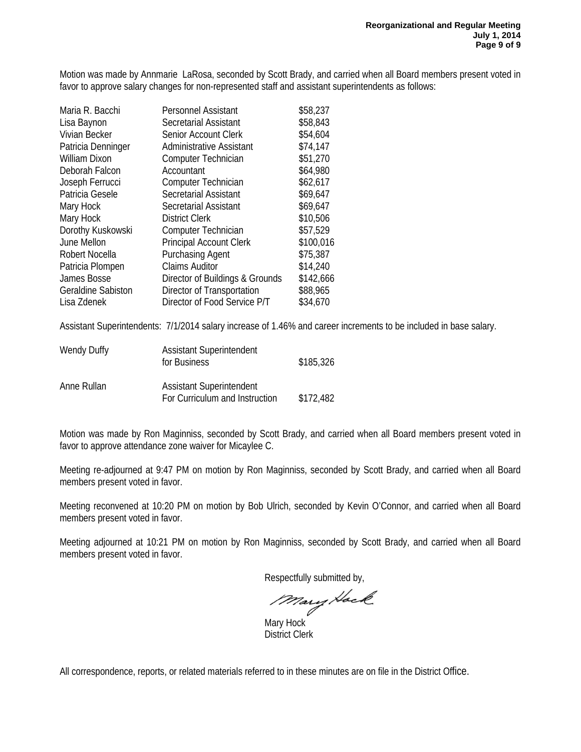Motion was made by Annmarie LaRosa, seconded by Scott Brady, and carried when all Board members present voted in favor to approve salary changes for non-represented staff and assistant superintendents as follows:

| | | |
|---|---|---|
| Maria R. Bacchi | Personnel Assistant | $58,237 |
| Lisa Baynon | Secretarial Assistant | $58,843 |
| Vivian Becker | Senior Account Clerk | $54,604 |
| Patricia Denninger | Administrative Assistant | $74,147 |
| William Dixon | Computer Technician | $51,270 |
| Deborah Falcon | Accountant | $64,980 |
| Joseph Ferrucci | Computer Technician | $62,617 |
| Patricia Gesele | Secretarial Assistant | $69,647 |
| Mary Hock | Secretarial Assistant | $69,647 |
| Mary Hock | District Clerk | $10,506 |
| Dorothy Kuskowski | Computer Technician | $57,529 |
| June Mellon | Principal Account Clerk | $100,016 |
| Robert Nocella | Purchasing Agent | $75,387 |
| Patricia Plompen | Claims Auditor | $14,240 |
| James Bosse | Director of Buildings & Grounds | $142,666 |
| Geraldine Sabiston | Director of Transportation | $88,965 |
| Lisa Zdenek | Director of Food Service P/T | $34,670 |

Assistant Superintendents: 7/1/2014 salary increase of 1.46% and career increments to be included in base salary.

| | | |
|---|---|---|
| Wendy Duffy | Assistant Superintendent for Business | $185,326 |
| Anne Rullan | Assistant Superintendent For Curriculum and Instruction | $172,482 |

Motion was made by Ron Maginniss, seconded by Scott Brady, and carried when all Board members present voted in favor to approve attendance zone waiver for Micaylee C.

Meeting re-adjourned at 9:47 PM on motion by Ron Maginniss, seconded by Scott Brady, and carried when all Board members present voted in favor.

Meeting reconvened at 10:20 PM on motion by Bob Ulrich, seconded by Kevin O'Connor, and carried when all Board members present voted in favor.

Meeting adjourned at 10:21 PM on motion by Ron Maginniss, seconded by Scott Brady, and carried when all Board members present voted in favor.

Respectfully submitted by,

Mary Hock

Mary Hock
District Clerk

All correspondence, reports, or related materials referred to in these minutes are on file in the District Office.